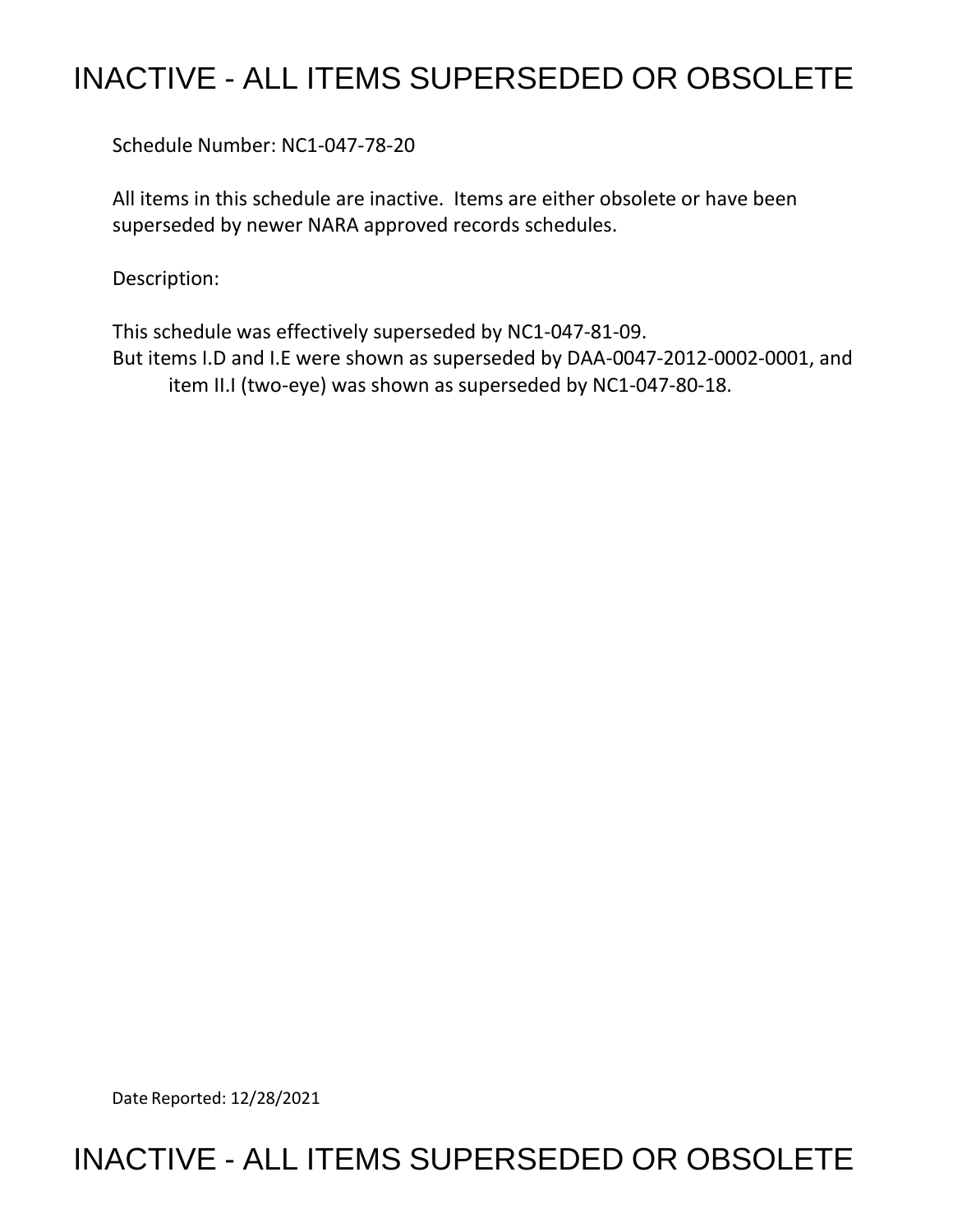# INACTIVE - ALL ITEMS SUPERSEDED OR OBSOLETE

Schedule Number: NC1-047-78-20

All items in this schedule are inactive. Items are either obsolete or have been superseded by newer NARA approved records schedules.

Description:

This schedule was effectively superseded by NC1-047-81-09.
But items I.D and I.E were shown as superseded by DAA-0047-2012-0002-0001, and item II.I (two-eye) was shown as superseded by NC1-047-80-18.

Date Reported: 12/28/2021

# INACTIVE - ALL ITEMS SUPERSEDED OR OBSOLETE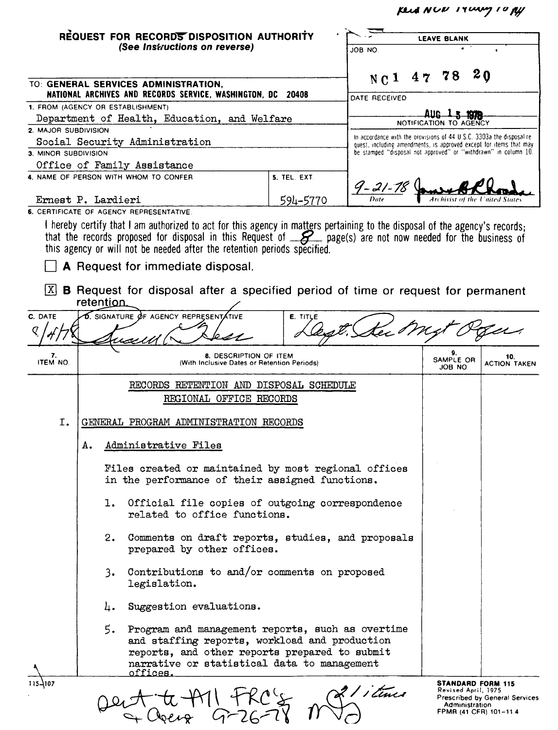Recd NCD 14 Aug 78 RH

**REQUEST FOR RECORDS DISPOSITION AUTHORITY**
*(See Instructions on reverse)*

| LEAVE BLANK |
|---|
| JOB NO. NC1 47 78 20 |
| DATE RECEIVED AUG 15 1978 |
| NOTIFICATION TO AGENCY |
| In accordance with the provisions of 44 U.S.C. 3303a the disposal request, including amendments, is approved except for items that may be stamped "disposal not approved" or "withdrawn" in column 10. |
| 9-21-78 (Date) — [signature] (Archivist of the United States) |

TO: **GENERAL SERVICES ADMINISTRATION, NATIONAL ARCHIVES AND RECORDS SERVICE, WASHINGTON, DC 20408**

1. FROM (AGENCY OR ESTABLISHMENT): Department of Health, Education, and Welfare
2. MAJOR SUBDIVISION: Social Security Administration
3. MINOR SUBDIVISION: Office of Family Assistance
4. NAME OF PERSON WITH WHOM TO CONFER: Ernest P. Lardieri
5. TEL. EXT.: 594-5770

6. CERTIFICATE OF AGENCY REPRESENTATIVE:

I hereby certify that I am authorized to act for this agency in matters pertaining to the disposal of the agency's records; that the records proposed for disposal in this Request of 8 page(s) are not now needed for the business of this agency or will not be needed after the retention periods specified.

☐ **A** Request for immediate disposal.

☒ **B** Request for disposal after a specified period of time or request for permanent retention.

| C. DATE | D. SIGNATURE OF AGENCY REPRESENTATIVE | E. TITLE |
|---|---|---|
| 8/4/78 | [signature] | Dept. Rec Mgt Ofcr. |

| 7. ITEM NO. | 8. DESCRIPTION OF ITEM (With Inclusive Dates or Retention Periods) | 9. SAMPLE OR JOB NO. | 10. ACTION TAKEN |
|---|---|---|---|

RECORDS RETENTION AND DISPOSAL SCHEDULE
REGIONAL OFFICE RECORDS

I. GENERAL PROGRAM ADMINISTRATION RECORDS

A. Administrative Files

Files created or maintained by most regional offices in the performance of their assigned functions.

1. Official file copies of outgoing correspondence related to office functions.

2. Comments on draft reports, studies, and proposals prepared by other offices.

3. Contributions to and/or comments on proposed legislation.

4. Suggestion evaluations.

5. Program and management reports, such as overtime and staffing reports, workload and production reports, and other reports prepared to submit narrative or statistical data to management offices.

115-107

Sent to All FRC's & Agency 9-26-78 21 items

**STANDARD FORM 115**
Revised April, 1975
Prescribed by General Services Administration
FPMR (41 CFR) 101-11.4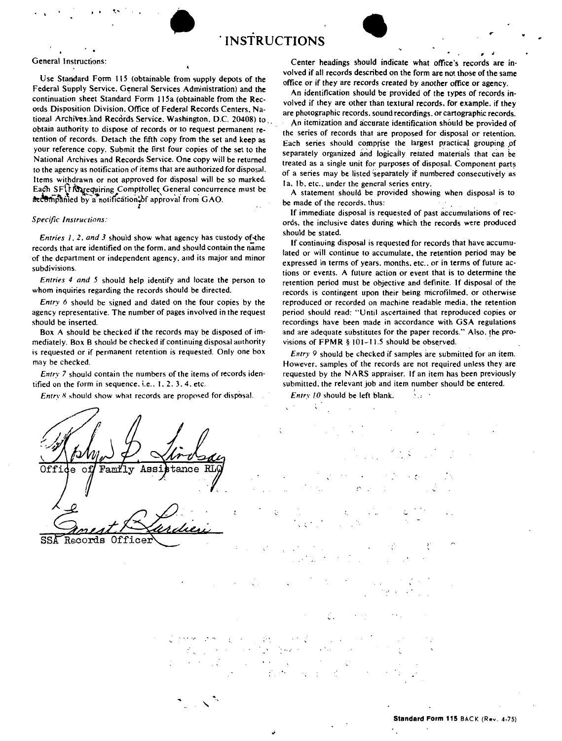# INSTRUCTIONS

General Instructions:

Use Standard Form 115 (obtainable from supply depots of the Federal Supply Service, General Services Administration) and the continuation sheet Standard Form 115a (obtainable from the Records Disposition Division, Office of Federal Records Centers, National Archives and Records Service, Washington, D.C. 20408) to obtain authority to dispose of records or to request permanent retention of records. Detach the fifth copy from the set and keep as your reference copy. Submit the first four copies of the set to the National Archives and Records Service. One copy will be returned to the agency as notification of items that are authorized for disposal. Items withdrawn or not approved for disposal will be so marked. Each SF 115 requiring Comptroller General concurrence must be accompanied by a notification of approval from GAO.

*Specific Instructions:*

*Entries 1, 2, and 3* should show what agency has custody of the records that are identified on the form, and should contain the name of the department or independent agency, and its major and minor subdivisions.

*Entries 4 and 5* should help identify and locate the person to whom inquiries regarding the records should be directed.

*Entry 6* should be signed and dated on the four copies by the agency representative. The number of pages involved in the request should be inserted.

Box A should be checked if the records may be disposed of immediately. Box B should be checked if continuing disposal authority is requested or if permanent retention is requested. Only one box may be checked.

*Entry 7* should contain the numbers of the items of records identified on the form in sequence, i.e., 1, 2, 3, 4, etc.

*Entry 8* should show what records are proposed for disposal.

Center headings should indicate what office's records are involved if all records described on the form are not those of the same office or if they are records created by another office or agency.

An identification should be provided of the types of records involved if they are other than textural records, for example, if they are photographic records, sound recordings, or cartographic records.

An itemization and accurate identification should be provided of the series of records that are proposed for disposal or retention. Each series should comprise the largest practical grouping of separately organized and logically related materials that can be treated as a single unit for purposes of disposal. Component parts of a series may be listed separately if numbered consecutively as 1a, 1b, etc., under the general series entry.

A statement should be provided showing when disposal is to be made of the records, thus:

If immediate disposal is requested of past accumulations of records, the inclusive dates during which the records were produced should be stated.

If continuing disposal is requested for records that have accumulated or will continue to accumulate, the retention period may be expressed in terms of years, months, etc., or in terms of future actions or events. A future action or event that is to determine the retention period must be objective and definite. If disposal of the records is contingent upon their being microfilmed, or otherwise reproduced or recorded on machine readable media, the retention period should read: "Until ascertained that reproduced copies or recordings have been made in accordance with GSA regulations and are adequate substitutes for the paper records." Also, the provisions of FPMR § 101-11.5 should be observed.

*Entry 9* should be checked if samples are submitted for an item. However, samples of the records are not required unless they are requested by the NARS appraiser. If an item has been previously submitted, the relevant job and item number should be entered.

*Entry 10* should be left blank.

[Signature]
Office of Family Assistance RLO

[Signature]
SSA Records Officer

**Standard Form 115** BACK (Rev. 4-75)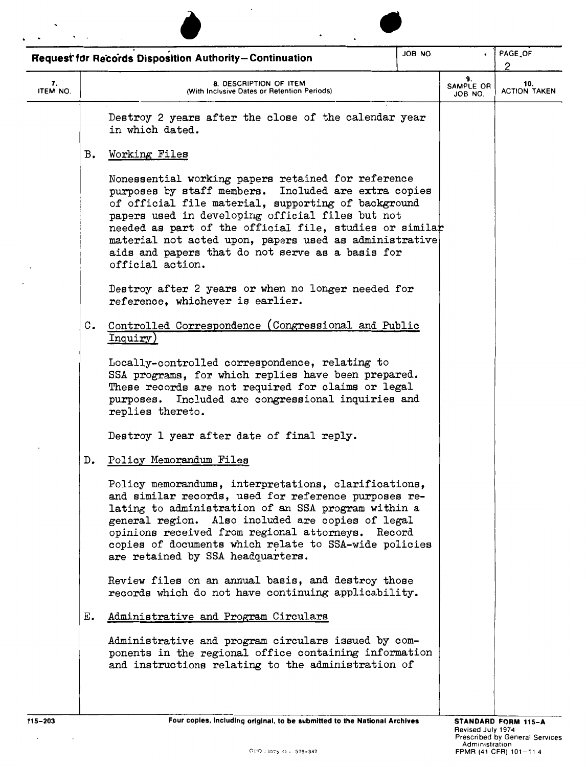## Request for Records Disposition Authority—Continuation

| JOB NO. | PAGE OF |
|---|---|
| | 2 |

| 7. ITEM NO. | 8. DESCRIPTION OF ITEM (With Inclusive Dates or Retention Periods) | 9. SAMPLE OR JOB NO. | 10. ACTION TAKEN |
|---|---|---|---|

Destroy 2 years after the close of the calendar year in which dated.

B. Working Files

Nonessential working papers retained for reference purposes by staff members. Included are extra copies of official file material, supporting of background papers used in developing official files but not needed as part of the official file, studies or similar material not acted upon, papers used as administrative aids and papers that do not serve as a basis for official action.

Destroy after 2 years or when no longer needed for reference, whichever is earlier.

C. Controlled Correspondence (Congressional and Public Inquiry)

Locally-controlled correspondence, relating to SSA programs, for which replies have been prepared. These records are not required for claims or legal purposes. Included are congressional inquiries and replies thereto.

Destroy 1 year after date of final reply.

D. Policy Memorandum Files

Policy memorandums, interpretations, clarifications, and similar records, used for reference purposes relating to administration of an SSA program within a general region. Also included are copies of legal opinions received from regional attorneys. Record copies of documents which relate to SSA-wide policies are retained by SSA headquarters.

Review files on an annual basis, and destroy those records which do not have continuing applicability.

E. Administrative and Program Circulars

Administrative and program circulars issued by components in the regional office containing information and instructions relating to the administration of

115-203

Four copies, including original, to be submitted to the National Archives

STANDARD FORM 115-A
Revised July 1974
Prescribed by General Services Administration
FPMR (41 CFR) 101-11.4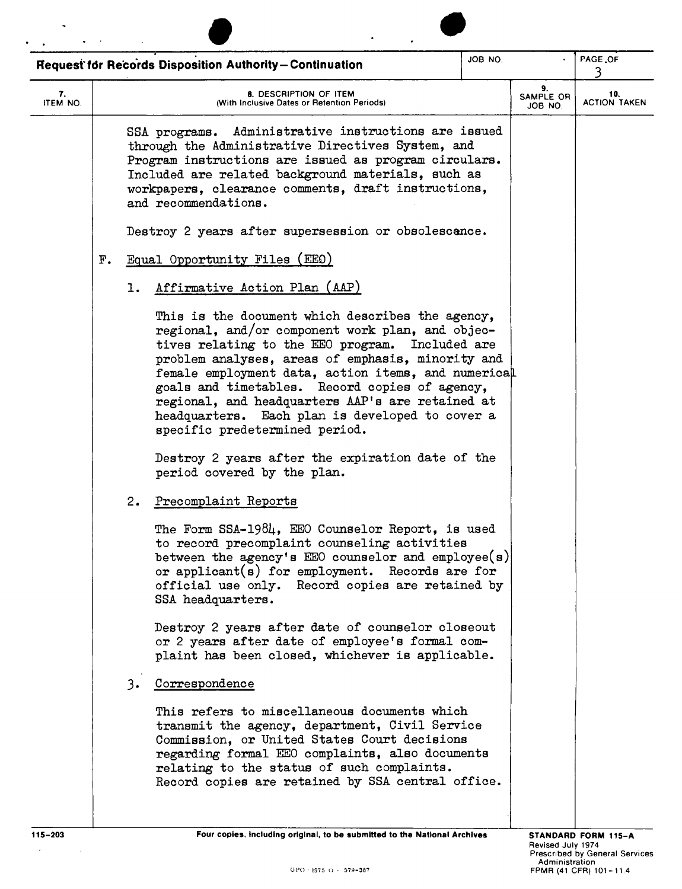**Request for Records Disposition Authority—Continuation**

| JOB NO. | PAGE OF |
|---|---|
| | 3 |

| 7. ITEM NO. | 8. DESCRIPTION OF ITEM (With Inclusive Dates or Retention Periods) | 9. SAMPLE OR JOB NO. | 10. ACTION TAKEN |
|---|---|---|---|

SSA programs. Administrative instructions are issued through the Administrative Directives System, and Program instructions are issued as program circulars. Included are related background materials, such as workpapers, clearance comments, draft instructions, and recommendations.

Destroy 2 years after supersession or obsolescence.

F. Equal Opportunity Files (EEO)

1. Affirmative Action Plan (AAP)

   This is the document which describes the agency, regional, and/or component work plan, and objectives relating to the EEO program. Included are problem analyses, areas of emphasis, minority and female employment data, action items, and numerical goals and timetables. Record copies of agency, regional, and headquarters AAP's are retained at headquarters. Each plan is developed to cover a specific predetermined period.

   Destroy 2 years after the expiration date of the period covered by the plan.

2. Precomplaint Reports

   The Form SSA-1984, EEO Counselor Report, is used to record precomplaint counseling activities between the agency's EEO counselor and employee(s) or applicant(s) for employment. Records are for official use only. Record copies are retained by SSA headquarters.

   Destroy 2 years after date of counselor closeout or 2 years after date of employee's formal complaint has been closed, whichever is applicable.

3. Correspondence

   This refers to miscellaneous documents which transmit the agency, department, Civil Service Commission, or United States Court decisions regarding formal EEO complaints, also documents relating to the status of such complaints. Record copies are retained by SSA central office.

115-203

Four copies, including original, to be submitted to the National Archives

STANDARD FORM 115-A
Revised July 1974
Prescribed by General Services Administration
FPMR (41 CFR) 101-11.4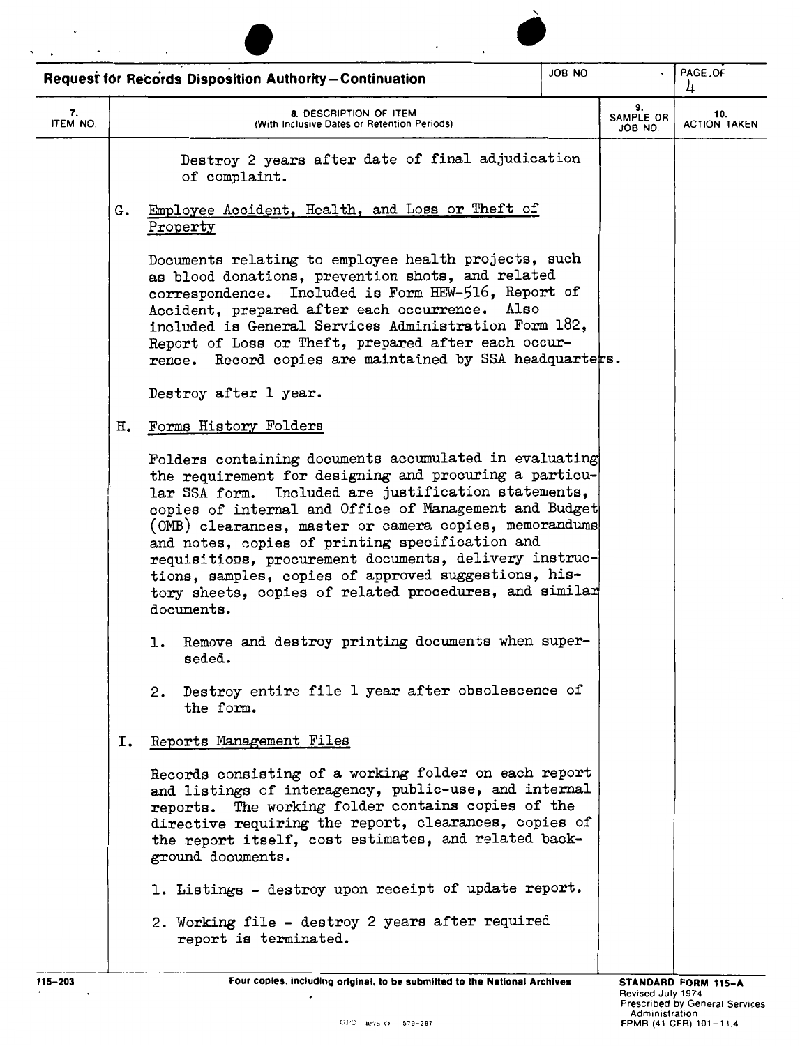**Request for Records Disposition Authority—Continuation**

| JOB NO. | PAGE OF |
|---|---|
| | 4 |

| 7. ITEM NO. | 8. DESCRIPTION OF ITEM (With Inclusive Dates or Retention Periods) | 9. SAMPLE OR JOB NO. | 10. ACTION TAKEN |
|---|---|---|---|

Destroy 2 years after date of final adjudication of complaint.

G. Employee Accident, Health, and Loss or Theft of Property

Documents relating to employee health projects, such as blood donations, prevention shots, and related correspondence. Included is Form HEW-516, Report of Accident, prepared after each occurrence. Also included is General Services Administration Form 182, Report of Loss or Theft, prepared after each occurrence. Record copies are maintained by SSA headquarters.

Destroy after 1 year.

H. Forms History Folders

Folders containing documents accumulated in evaluating the requirement for designing and procuring a particular SSA form. Included are justification statements, copies of internal and Office of Management and Budget (OMB) clearances, master or camera copies, memorandums and notes, copies of printing specification and requisitions, procurement documents, delivery instructions, samples, copies of approved suggestions, history sheets, copies of related procedures, and similar documents.

1. Remove and destroy printing documents when superseded.

2. Destroy entire file 1 year after obsolescence of the form.

I. Reports Management Files

Records consisting of a working folder on each report and listings of interagency, public-use, and internal reports. The working folder contains copies of the directive requiring the report, clearances, copies of the report itself, cost estimates, and related background documents.

1. Listings - destroy upon receipt of update report.

2. Working file - destroy 2 years after required report is terminated.

115-203 | Four copies, including original, to be submitted to the National Archives | STANDARD FORM 115-A Revised July 1974 Prescribed by General Services Administration FPMR (41 CFR) 101-11.4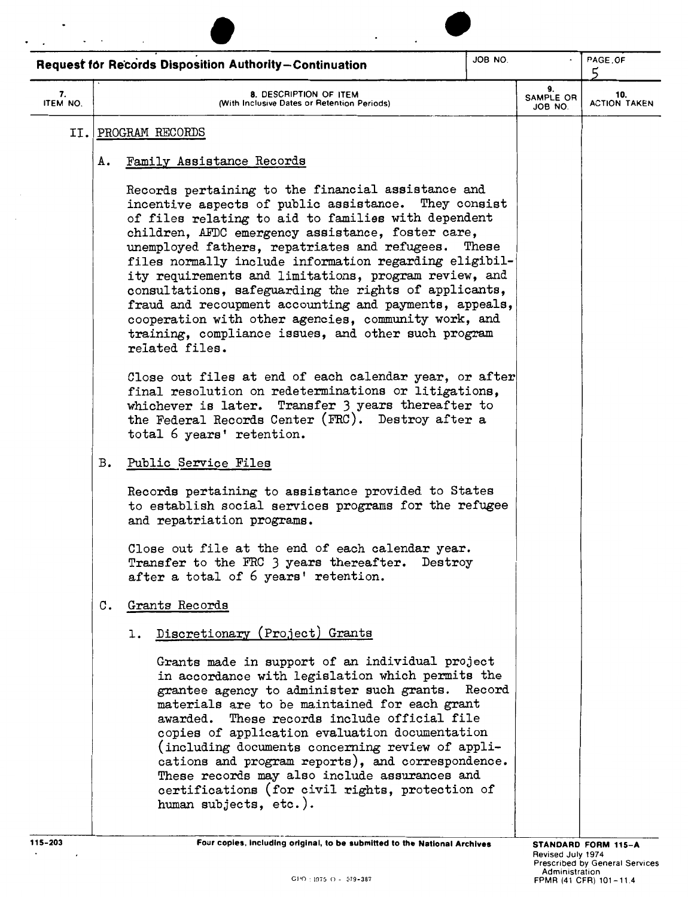**Request for Records Disposition Authority—Continuation**

| 7. ITEM NO. | 8. DESCRIPTION OF ITEM (With Inclusive Dates or Retention Periods) | 9. SAMPLE OR JOB NO. | 10. ACTION TAKEN |
|---|---|---|---|

## II. PROGRAM RECORDS

### A. Family Assistance Records

Records pertaining to the financial assistance and incentive aspects of public assistance. They consist of files relating to aid to families with dependent children, AFDC emergency assistance, foster care, unemployed fathers, repatriates and refugees. These files normally include information regarding eligibility requirements and limitations, program review, and consultations, safeguarding the rights of applicants, fraud and recoupment accounting and payments, appeals, cooperation with other agencies, community work, and training, compliance issues, and other such program related files.

Close out files at end of each calendar year, or after final resolution on redeterminations or litigations, whichever is later. Transfer 3 years thereafter to the Federal Records Center (FRC). Destroy after a total 6 years' retention.

### B. Public Service Files

Records pertaining to assistance provided to States to establish social services programs for the refugee and repatriation programs.

Close out file at the end of each calendar year. Transfer to the FRC 3 years thereafter. Destroy after a total of 6 years' retention.

### C. Grants Records

#### 1. Discretionary (Project) Grants

Grants made in support of an individual project in accordance with legislation which permits the grantee agency to administer such grants. Record materials are to be maintained for each grant awarded. These records include official file copies of application evaluation documentation (including documents concerning review of applications and program reports), and correspondence. These records may also include assurances and certifications (for civil rights, protection of human subjects, etc.).

115-203 — Four copies, including original, to be submitted to the National Archives — STANDARD FORM 115-A, Revised July 1974, Prescribed by General Services Administration, FPMR (41 CFR) 101-11.4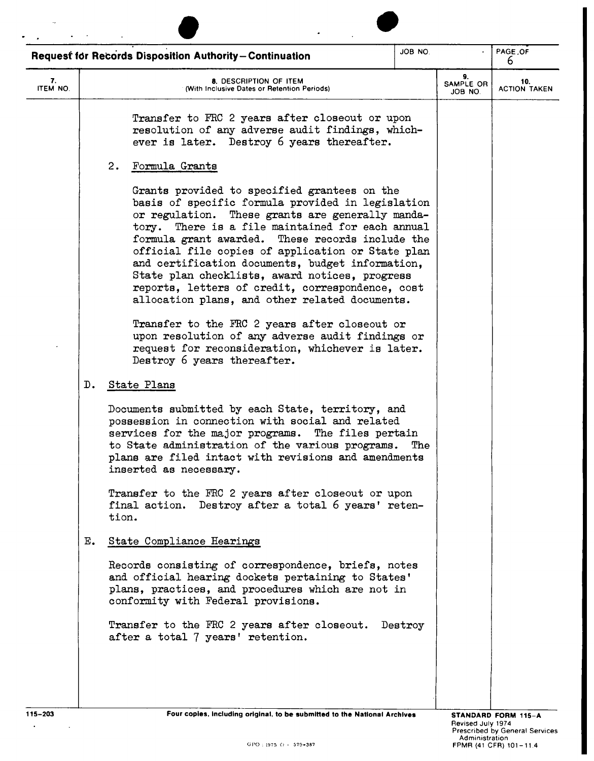**Request for Records Disposition Authority—Continuation**

| 7. ITEM NO. | 8. DESCRIPTION OF ITEM (With Inclusive Dates or Retention Periods) | 9. SAMPLE OR JOB NO. | 10. ACTION TAKEN |
|---|---|---|---|

Transfer to FRC 2 years after closeout or upon resolution of any adverse audit findings, whichever is later. Destroy 6 years thereafter.

2. Formula Grants

   Grants provided to specified grantees on the basis of specific formula provided in legislation or regulation. These grants are generally mandatory. There is a file maintained for each annual formula grant awarded. These records include the official file copies of application or State plan and certification documents, budget information, State plan checklists, award notices, progress reports, letters of credit, correspondence, cost allocation plans, and other related documents.

   Transfer to the FRC 2 years after closeout or upon resolution of any adverse audit findings or request for reconsideration, whichever is later. Destroy 6 years thereafter.

D. State Plans

Documents submitted by each State, territory, and possession in connection with social and related services for the major programs. The files pertain to State administration of the various programs. The plans are filed intact with revisions and amendments inserted as necessary.

Transfer to the FRC 2 years after closeout or upon final action. Destroy after a total 6 years' retention.

E. State Compliance Hearings

Records consisting of correspondence, briefs, notes and official hearing dockets pertaining to States' plans, practices, and procedures which are not in conformity with Federal provisions.

Transfer to the FRC 2 years after closeout. Destroy after a total 7 years' retention.

Four copies, including original, to be submitted to the National Archives

STANDARD FORM 115-A
Revised July 1974
Prescribed by General Services Administration
FPMR (41 CFR) 101-11.4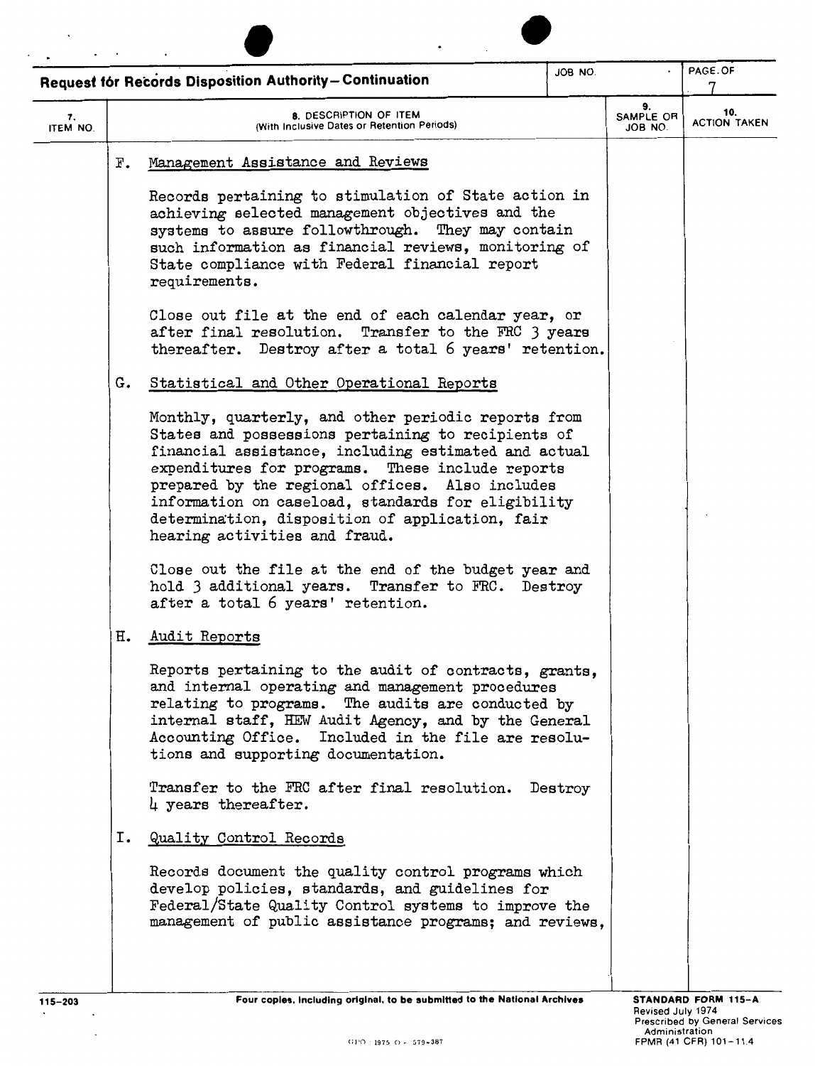**Request for Records Disposition Authority—Continuation**

| 7. ITEM NO. | 8. DESCRIPTION OF ITEM (With Inclusive Dates or Retention Periods) | 9. SAMPLE OR JOB NO. | 10. ACTION TAKEN |
|---|---|---|---|

F. Management Assistance and Reviews

Records pertaining to stimulation of State action in achieving selected management objectives and the systems to assure followthrough. They may contain such information as financial reviews, monitoring of State compliance with Federal financial report requirements.

Close out file at the end of each calendar year, or after final resolution. Transfer to the FRC 3 years thereafter. Destroy after a total 6 years' retention.

G. Statistical and Other Operational Reports

Monthly, quarterly, and other periodic reports from States and possessions pertaining to recipients of financial assistance, including estimated and actual expenditures for programs. These include reports prepared by the regional offices. Also includes information on caseload, standards for eligibility determination, disposition of application, fair hearing activities and fraud.

Close out the file at the end of the budget year and hold 3 additional years. Transfer to FRC. Destroy after a total 6 years' retention.

H. Audit Reports

Reports pertaining to the audit of contracts, grants, and internal operating and management procedures relating to programs. The audits are conducted by internal staff, HEW Audit Agency, and by the General Accounting Office. Included in the file are resolutions and supporting documentation.

Transfer to the FRC after final resolution. Destroy 4 years thereafter.

I. Quality Control Records

Records document the quality control programs which develop policies, standards, and guidelines for Federal/State Quality Control systems to improve the management of public assistance programs; and reviews,

115-203

Four copies, including original, to be submitted to the National Archives

STANDARD FORM 115-A
Revised July 1974
Prescribed by General Services Administration
FPMR (41 CFR) 101-11.4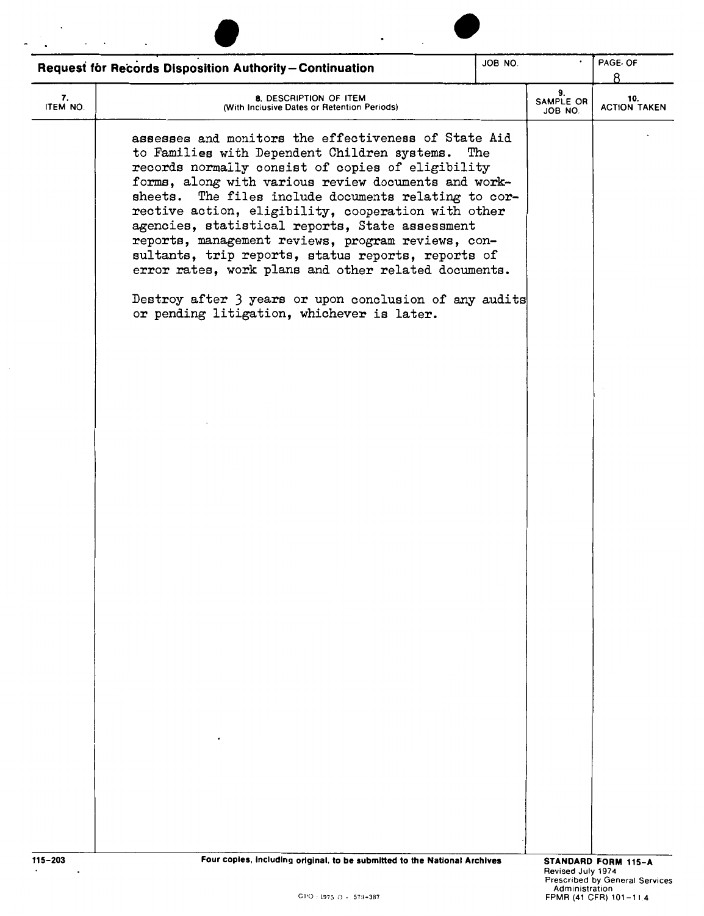**Request for Records Disposition Authority—Continuation**

| JOB NO. | PAGE OF |
|---|---|
| | 8 |

| 7. ITEM NO. | 8. DESCRIPTION OF ITEM (With Inclusive Dates or Retention Periods) | 9. SAMPLE OR JOB NO. | 10. ACTION TAKEN |
|---|---|---|---|
| | assesses and monitors the effectiveness of State Aid to Families with Dependent Children systems. The records normally consist of copies of eligibility forms, along with various review documents and worksheets. The files include documents relating to corrective action, eligibility, cooperation with other agencies, statistical reports, State assessment reports, management reviews, program reviews, consultants, trip reports, status reports, reports of error rates, work plans and other related documents.<br><br>Destroy after 3 years or upon conclusion of any audits or pending litigation, whichever is later. | | |

115-203

Four copies, including original, to be submitted to the National Archives

STANDARD FORM 115-A
Revised July 1974
Prescribed by General Services Administration
FPMR (41 CFR) 101-11.4

GPO : 1975 O - 579-387